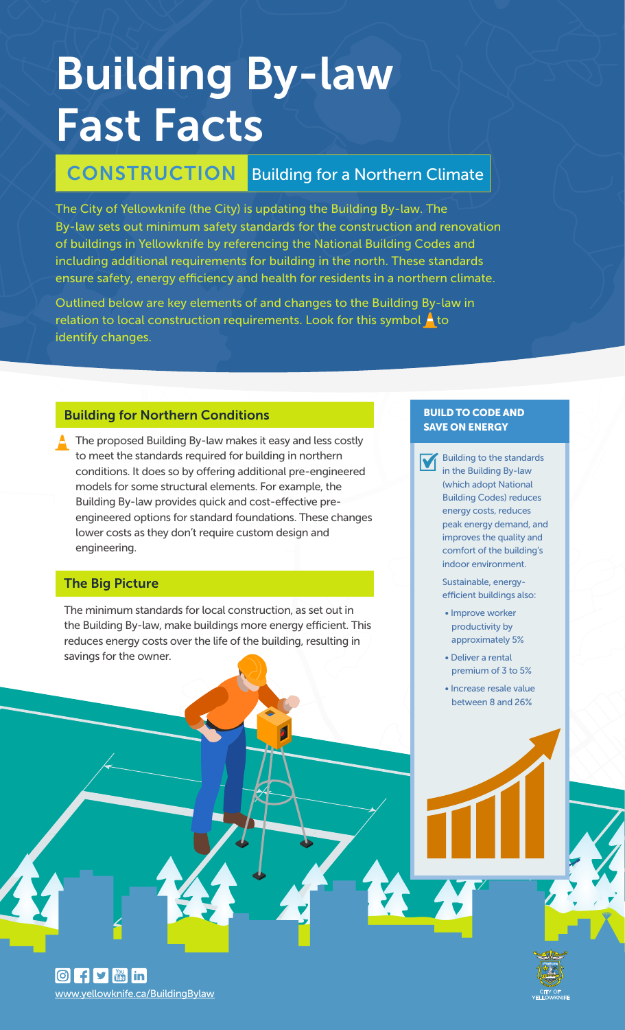# Building By-law Fast Facts

## CONSTRUCTION Building for a Northern Climate

The City of Yellowknife (the City) is updating the Building By-law. The By-law sets out minimum safety standards for the construction and renovation of buildings in Yellowknife by referencing the National Building Codes and including additional requirements for building in the north. These standards ensure safety, energy efficiency and health for residents in a northern climate.

Outlined below are key elements of and changes to the Building By-law in relation to local construction requirements. Look for this symbol ⚠ to identify changes.

### Building for Northern Conditions

⚠ The proposed Building By-law makes it easy and less costly to meet the standards required for building in northern conditions. It does so by offering additional pre-engineered models for some structural elements. For example, the Building By-law provides quick and cost-effective pre-engineered options for standard foundations. These changes lower costs as they don't require custom design and engineering.

### The Big Picture

The minimum standards for local construction, as set out in the Building By-law, make buildings more energy efficient. This reduces energy costs over the life of the building, resulting in savings for the owner.

### BUILD TO CODE AND SAVE ON ENERGY

☑ Building to the standards in the Building By-law (which adopt National Building Codes) reduces energy costs, reduces peak energy demand, and improves the quality and comfort of the building's indoor environment.

Sustainable, energy-efficient buildings also:

- Improve worker productivity by approximately 5%
- Deliver a rental premium of 3 to 5%
- Increase resale value between 8 and 26%

www.yellowknife.ca/BuildingBylaw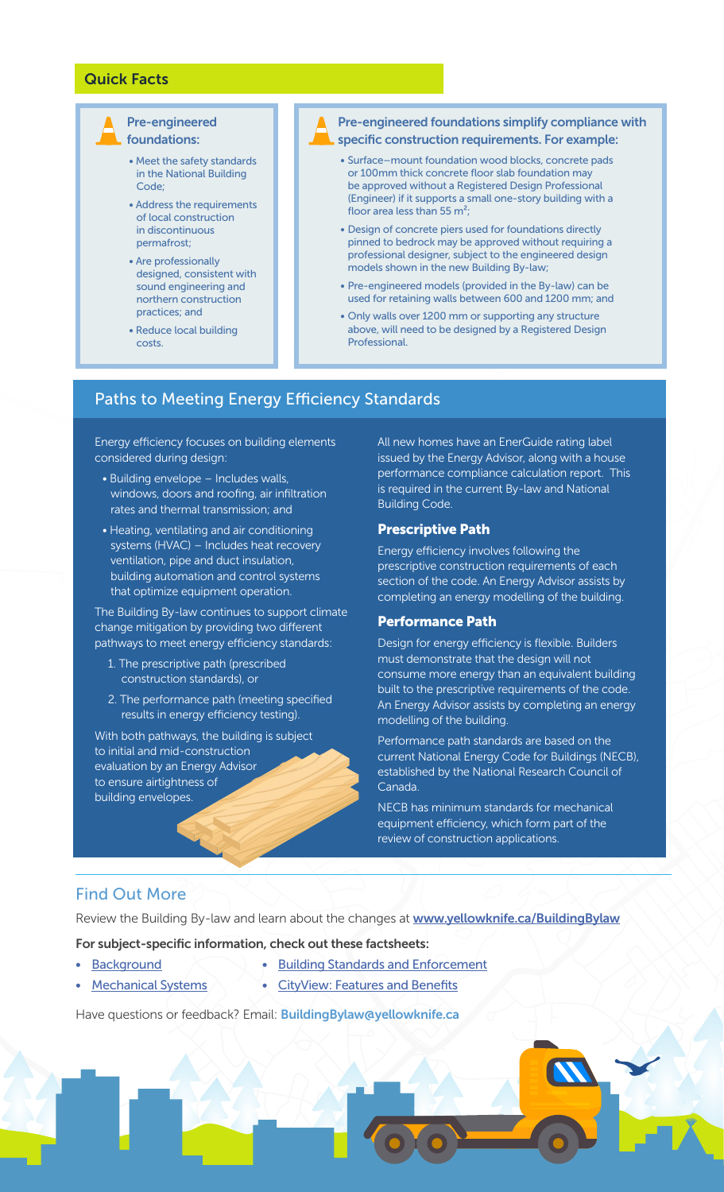## Quick Facts

### Pre-engineered foundations:

- Meet the safety standards in the National Building Code;
- Address the requirements of local construction in discontinuous permafrost;
- Are professionally designed, consistent with sound engineering and northern construction practices; and
- Reduce local building costs.

### Pre-engineered foundations simplify compliance with specific construction requirements. For example:

- Surface–mount foundation wood blocks, concrete pads or 100mm thick concrete floor slab foundation may be approved without a Registered Design Professional (Engineer) if it supports a small one-story building with a floor area less than 55 $m^2$;
- Design of concrete piers used for foundations directly pinned to bedrock may be approved without requiring a professional designer, subject to the engineered design models shown in the new Building By-law;
- Pre-engineered models (provided in the By-law) can be used for retaining walls between 600 and 1200 mm; and
- Only walls over 1200 mm or supporting any structure above, will need to be designed by a Registered Design Professional.

## Paths to Meeting Energy Efficiency Standards

Energy efficiency focuses on building elements considered during design:

- Building envelope – Includes walls, windows, doors and roofing, air infiltration rates and thermal transmission; and
- Heating, ventilating and air conditioning systems (HVAC) – Includes heat recovery ventilation, pipe and duct insulation, building automation and control systems that optimize equipment operation.

The Building By-law continues to support climate change mitigation by providing two different pathways to meet energy efficiency standards:

1. The prescriptive path (prescribed construction standards), or
2. The performance path (meeting specified results in energy efficiency testing).

With both pathways, the building is subject to initial and mid-construction evaluation by an Energy Advisor to ensure airtightness of building envelopes.

All new homes have an EnerGuide rating label issued by the Energy Advisor, along with a house performance compliance calculation report. This is required in the current By-law and National Building Code.

### Prescriptive Path

Energy efficiency involves following the prescriptive construction requirements of each section of the code. An Energy Advisor assists by completing an energy modelling of the building.

### Performance Path

Design for energy efficiency is flexible. Builders must demonstrate that the design will not consume more energy than an equivalent building built to the prescriptive requirements of the code. An Energy Advisor assists by completing an energy modelling of the building.

Performance path standards are based on the current National Energy Code for Buildings (NECB), established by the National Research Council of Canada.

NECB has minimum standards for mechanical equipment efficiency, which form part of the review of construction applications.

## Find Out More

Review the Building By-law and learn about the changes at **www.yellowknife.ca/BuildingBylaw**

**For subject-specific information, check out these factsheets:**

- Background
- Building Standards and Enforcement
- Mechanical Systems
- CityView: Features and Benefits

Have questions or feedback? Email: **BuildingBylaw@yellowknife.ca**